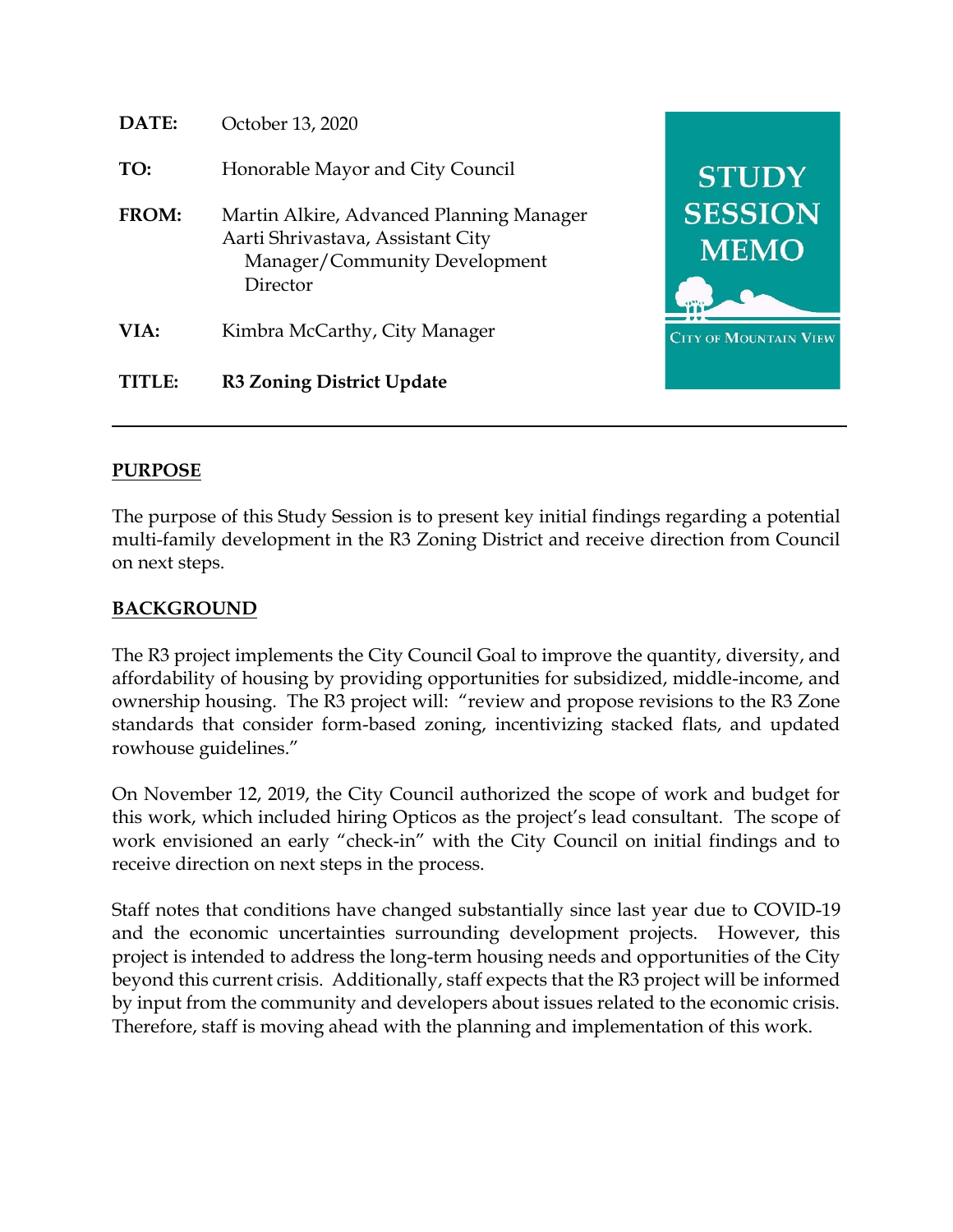**DATE:** October 13, 2020

**TO:** Honorable Mayor and City Council

**FROM:** Martin Alkire, Advanced Planning Manager
Aarti Shrivastava, Assistant City Manager/Community Development Director

**VIA:** Kimbra McCarthy, City Manager

**TITLE:** **R3 Zoning District Update**

STUDY SESSION MEMO

CITY OF MOUNTAIN VIEW

---

## PURPOSE

The purpose of this Study Session is to present key initial findings regarding a potential multi-family development in the R3 Zoning District and receive direction from Council on next steps.

## BACKGROUND

The R3 project implements the City Council Goal to improve the quantity, diversity, and affordability of housing by providing opportunities for subsidized, middle-income, and ownership housing. The R3 project will: "review and propose revisions to the R3 Zone standards that consider form-based zoning, incentivizing stacked flats, and updated rowhouse guidelines."

On November 12, 2019, the City Council authorized the scope of work and budget for this work, which included hiring Opticos as the project's lead consultant. The scope of work envisioned an early "check-in" with the City Council on initial findings and to receive direction on next steps in the process.

Staff notes that conditions have changed substantially since last year due to COVID-19 and the economic uncertainties surrounding development projects. However, this project is intended to address the long-term housing needs and opportunities of the City beyond this current crisis. Additionally, staff expects that the R3 project will be informed by input from the community and developers about issues related to the economic crisis. Therefore, staff is moving ahead with the planning and implementation of this work.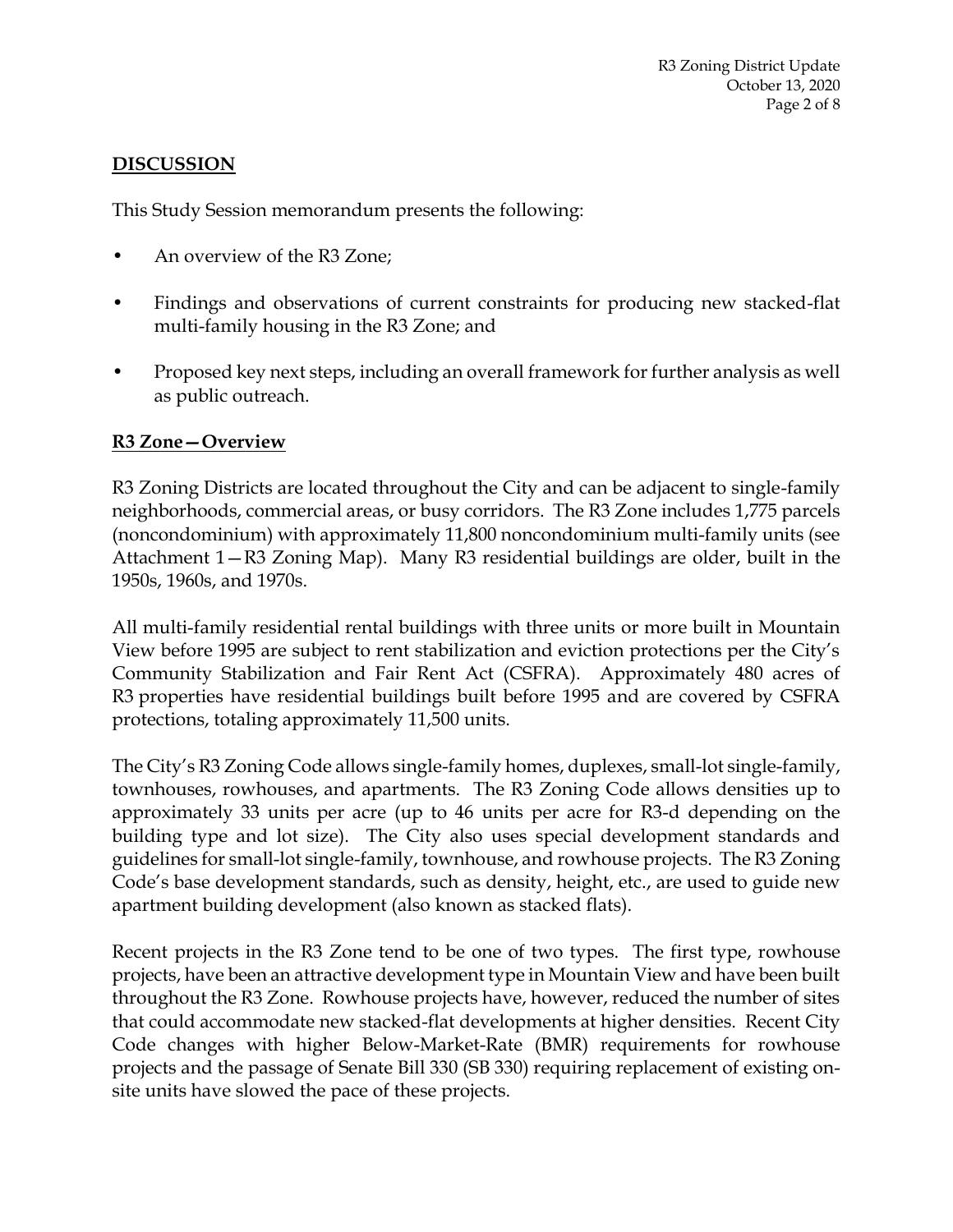## DISCUSSION

This Study Session memorandum presents the following:

- An overview of the R3 Zone;
- Findings and observations of current constraints for producing new stacked-flat multi-family housing in the R3 Zone; and
- Proposed key next steps, including an overall framework for further analysis as well as public outreach.

## R3 Zone—Overview

R3 Zoning Districts are located throughout the City and can be adjacent to single-family neighborhoods, commercial areas, or busy corridors. The R3 Zone includes 1,775 parcels (noncondominium) with approximately 11,800 noncondominium multi-family units (see Attachment 1—R3 Zoning Map). Many R3 residential buildings are older, built in the 1950s, 1960s, and 1970s.

All multi-family residential rental buildings with three units or more built in Mountain View before 1995 are subject to rent stabilization and eviction protections per the City's Community Stabilization and Fair Rent Act (CSFRA). Approximately 480 acres of R3 properties have residential buildings built before 1995 and are covered by CSFRA protections, totaling approximately 11,500 units.

The City's R3 Zoning Code allows single-family homes, duplexes, small-lot single-family, townhouses, rowhouses, and apartments. The R3 Zoning Code allows densities up to approximately 33 units per acre (up to 46 units per acre for R3-d depending on the building type and lot size). The City also uses special development standards and guidelines for small-lot single-family, townhouse, and rowhouse projects. The R3 Zoning Code's base development standards, such as density, height, etc., are used to guide new apartment building development (also known as stacked flats).

Recent projects in the R3 Zone tend to be one of two types. The first type, rowhouse projects, have been an attractive development type in Mountain View and have been built throughout the R3 Zone. Rowhouse projects have, however, reduced the number of sites that could accommodate new stacked-flat developments at higher densities. Recent City Code changes with higher Below-Market-Rate (BMR) requirements for rowhouse projects and the passage of Senate Bill 330 (SB 330) requiring replacement of existing on-site units have slowed the pace of these projects.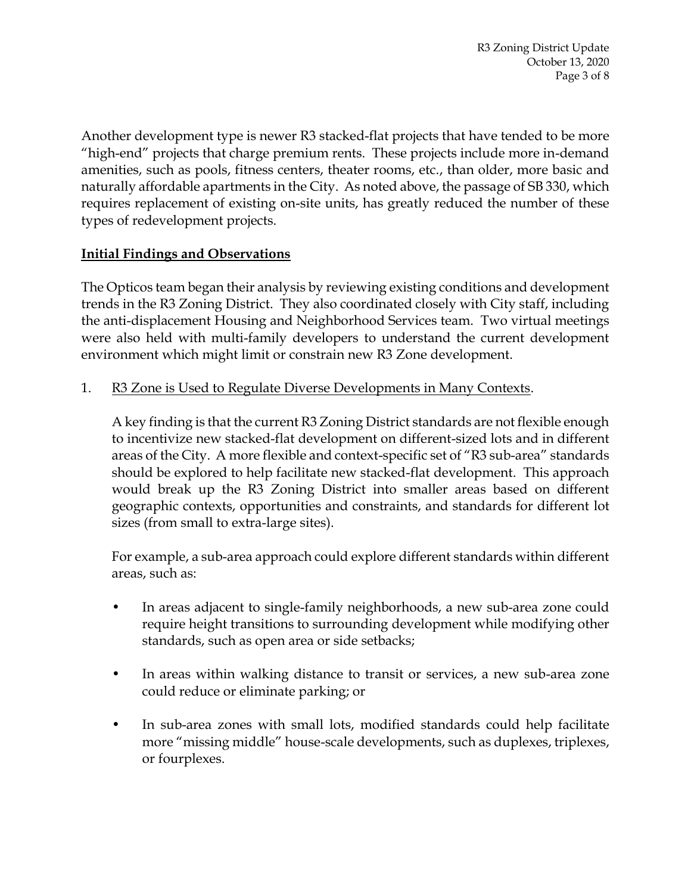Another development type is newer R3 stacked-flat projects that have tended to be more "high-end" projects that charge premium rents. These projects include more in-demand amenities, such as pools, fitness centers, theater rooms, etc., than older, more basic and naturally affordable apartments in the City. As noted above, the passage of SB 330, which requires replacement of existing on-site units, has greatly reduced the number of these types of redevelopment projects.

## Initial Findings and Observations

The Opticos team began their analysis by reviewing existing conditions and development trends in the R3 Zoning District. They also coordinated closely with City staff, including the anti-displacement Housing and Neighborhood Services team. Two virtual meetings were also held with multi-family developers to understand the current development environment which might limit or constrain new R3 Zone development.

1. <u>R3 Zone is Used to Regulate Diverse Developments in Many Contexts</u>.

   A key finding is that the current R3 Zoning District standards are not flexible enough to incentivize new stacked-flat development on different-sized lots and in different areas of the City. A more flexible and context-specific set of "R3 sub-area" standards should be explored to help facilitate new stacked-flat development. This approach would break up the R3 Zoning District into smaller areas based on different geographic contexts, opportunities and constraints, and standards for different lot sizes (from small to extra-large sites).

   For example, a sub-area approach could explore different standards within different areas, such as:

   - In areas adjacent to single-family neighborhoods, a new sub-area zone could require height transitions to surrounding development while modifying other standards, such as open area or side setbacks;

   - In areas within walking distance to transit or services, a new sub-area zone could reduce or eliminate parking; or

   - In sub-area zones with small lots, modified standards could help facilitate more "missing middle" house-scale developments, such as duplexes, triplexes, or fourplexes.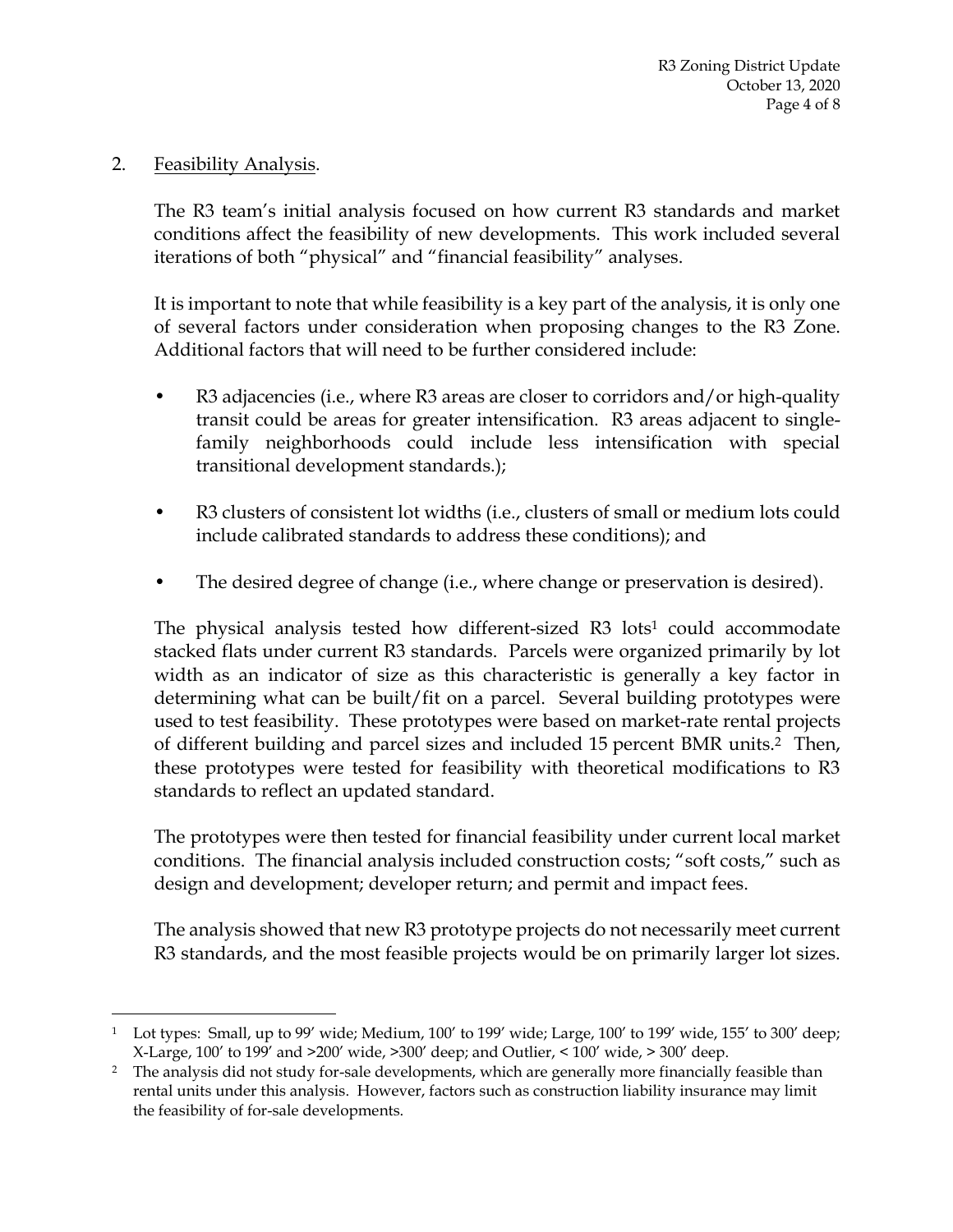2. Feasibility Analysis.

The R3 team's initial analysis focused on how current R3 standards and market conditions affect the feasibility of new developments. This work included several iterations of both "physical" and "financial feasibility" analyses.

It is important to note that while feasibility is a key part of the analysis, it is only one of several factors under consideration when proposing changes to the R3 Zone. Additional factors that will need to be further considered include:

- R3 adjacencies (i.e., where R3 areas are closer to corridors and/or high-quality transit could be areas for greater intensification. R3 areas adjacent to single-family neighborhoods could include less intensification with special transitional development standards.);
- R3 clusters of consistent lot widths (i.e., clusters of small or medium lots could include calibrated standards to address these conditions); and
- The desired degree of change (i.e., where change or preservation is desired).

The physical analysis tested how different-sized R3 lots[1] could accommodate stacked flats under current R3 standards. Parcels were organized primarily by lot width as an indicator of size as this characteristic is generally a key factor in determining what can be built/fit on a parcel. Several building prototypes were used to test feasibility. These prototypes were based on market-rate rental projects of different building and parcel sizes and included 15 percent BMR units.[2] Then, these prototypes were tested for feasibility with theoretical modifications to R3 standards to reflect an updated standard.

The prototypes were then tested for financial feasibility under current local market conditions. The financial analysis included construction costs; "soft costs," such as design and development; developer return; and permit and impact fees.

The analysis showed that new R3 prototype projects do not necessarily meet current R3 standards, and the most feasible projects would be on primarily larger lot sizes.

---

[1] Lot types: Small, up to 99′ wide; Medium, 100′ to 199′ wide; Large, 100′ to 199′ wide, 155′ to 300′ deep; X-Large, 100′ to 199′ and >200′ wide, >300′ deep; and Outlier, < 100′ wide, > 300′ deep.

[2] The analysis did not study for-sale developments, which are generally more financially feasible than rental units under this analysis. However, factors such as construction liability insurance may limit the feasibility of for-sale developments.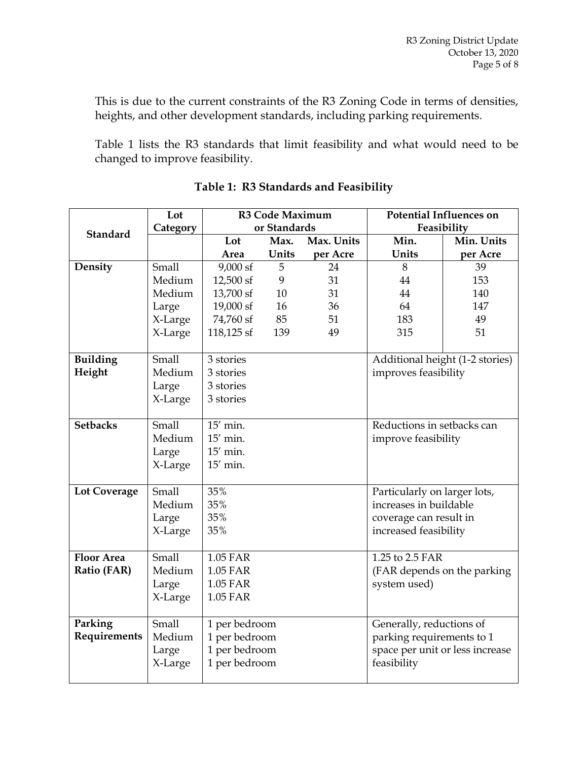This is due to the current constraints of the R3 Zoning Code in terms of densities, heights, and other development standards, including parking requirements.

Table 1 lists the R3 standards that limit feasibility and what would need to be changed to improve feasibility.

**Table 1: R3 Standards and Feasibility**

| Standard | Lot Category | R3 Code Maximum or Standards | | | Potential Influences on Feasibility | |
|---|---|---|---|---|---|---|
| | | Lot Area | Max. Units | Max. Units per Acre | Min. Units | Min. Units per Acre |
| **Density** | Small | 9,000 sf | 5 | 24 | 8 | 39 |
| | Medium | 12,500 sf | 9 | 31 | 44 | 153 |
| | Medium | 13,700 sf | 10 | 31 | 44 | 140 |
| | Large | 19,000 sf | 16 | 36 | 64 | 147 |
| | X-Large | 74,760 sf | 85 | 51 | 183 | 49 |
| | X-Large | 118,125 sf | 139 | 49 | 315 | 51 |
| **Building Height** | Small<br>Medium<br>Large<br>X-Large | 3 stories<br>3 stories<br>3 stories<br>3 stories | | | Additional height (1-2 stories) improves feasibility | |
| **Setbacks** | Small<br>Medium<br>Large<br>X-Large | 15′ min.<br>15′ min.<br>15′ min.<br>15′ min. | | | Reductions in setbacks can improve feasibility | |
| **Lot Coverage** | Small<br>Medium<br>Large<br>X-Large | 35%<br>35%<br>35%<br>35% | | | Particularly on larger lots, increases in buildable coverage can result in increased feasibility | |
| **Floor Area Ratio (FAR)** | Small<br>Medium<br>Large<br>X-Large | 1.05 FAR<br>1.05 FAR<br>1.05 FAR<br>1.05 FAR | | | 1.25 to 2.5 FAR (FAR depends on the parking system used) | |
| **Parking Requirements** | Small<br>Medium<br>Large<br>X-Large | 1 per bedroom<br>1 per bedroom<br>1 per bedroom<br>1 per bedroom | | | Generally, reductions of parking requirements to 1 space per unit or less increase feasibility | |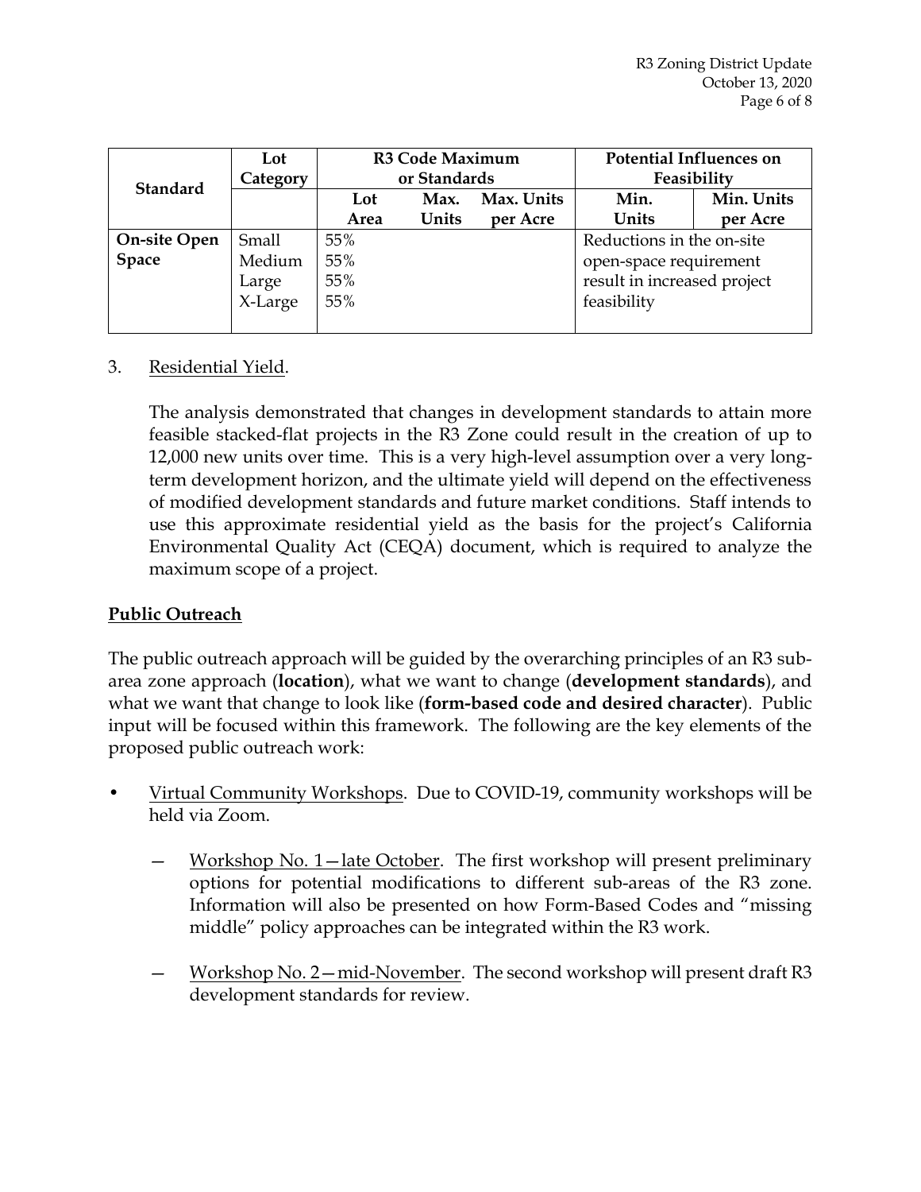| Standard | Lot Category | R3 Code Maximum or Standards | | | Potential Influences on Feasibility | |
|---|---|---|---|---|---|---|
| | | Lot Area | Max. Units | Max. Units per Acre | Min. Units | Min. Units per Acre |
| **On-site Open Space** | Small<br>Medium<br>Large<br>X-Large | 55%<br>55%<br>55%<br>55% | | | Reductions in the on-site open-space requirement result in increased project feasibility | |

3. Residential Yield.

   The analysis demonstrated that changes in development standards to attain more feasible stacked-flat projects in the R3 Zone could result in the creation of up to 12,000 new units over time. This is a very high-level assumption over a very long-term development horizon, and the ultimate yield will depend on the effectiveness of modified development standards and future market conditions. Staff intends to use this approximate residential yield as the basis for the project's California Environmental Quality Act (CEQA) document, which is required to analyze the maximum scope of a project.

## Public Outreach

The public outreach approach will be guided by the overarching principles of an R3 sub-area zone approach (**location**), what we want to change (**development standards**), and what we want that change to look like (**form-based code and desired character**). Public input will be focused within this framework. The following are the key elements of the proposed public outreach work:

- Virtual Community Workshops. Due to COVID-19, community workshops will be held via Zoom.
  - Workshop No. 1—late October. The first workshop will present preliminary options for potential modifications to different sub-areas of the R3 zone. Information will also be presented on how Form-Based Codes and "missing middle" policy approaches can be integrated within the R3 work.
  - Workshop No. 2—mid-November. The second workshop will present draft R3 development standards for review.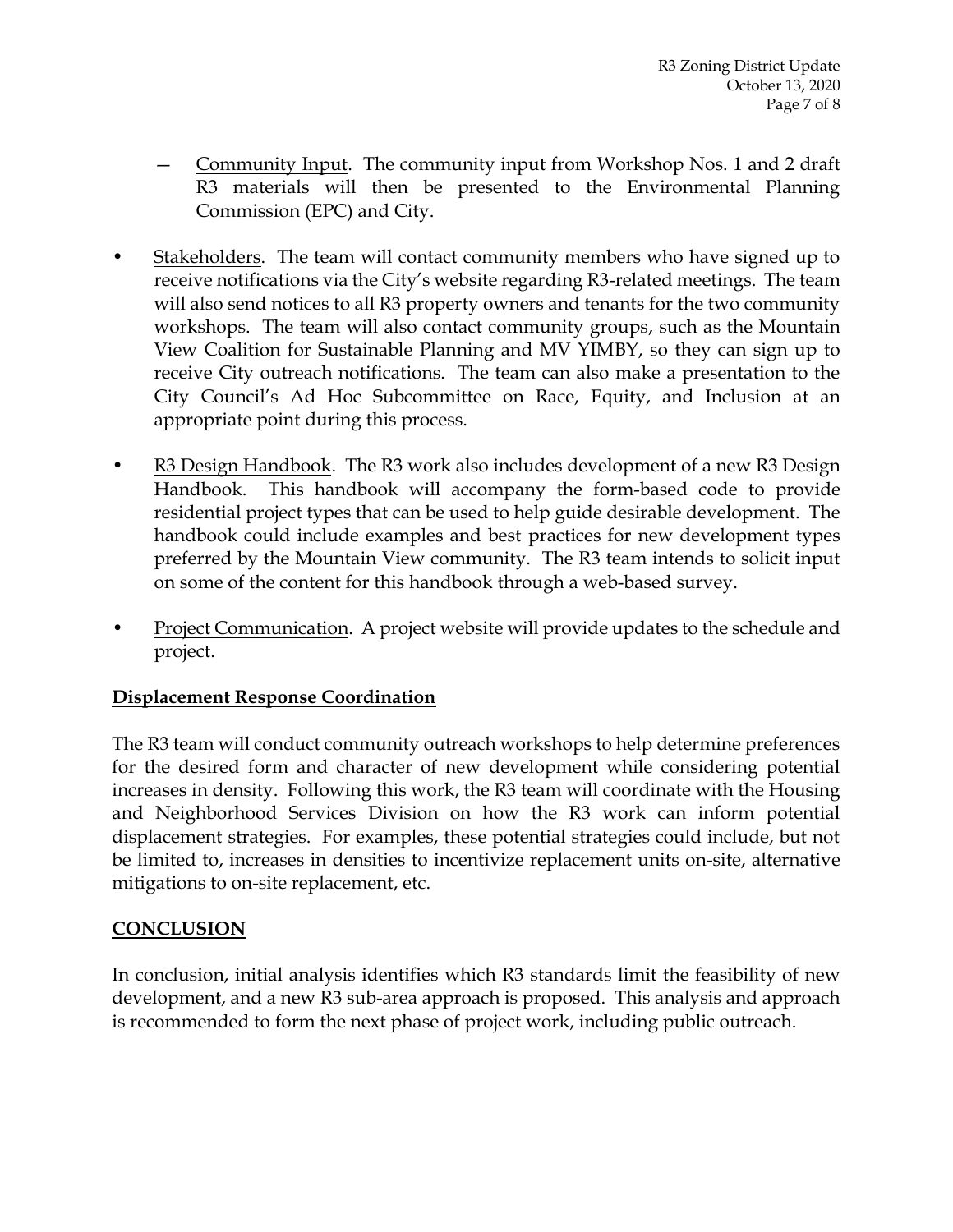- Community Input. The community input from Workshop Nos. 1 and 2 draft R3 materials will then be presented to the Environmental Planning Commission (EPC) and City.

- Stakeholders. The team will contact community members who have signed up to receive notifications via the City's website regarding R3-related meetings. The team will also send notices to all R3 property owners and tenants for the two community workshops. The team will also contact community groups, such as the Mountain View Coalition for Sustainable Planning and MV YIMBY, so they can sign up to receive City outreach notifications. The team can also make a presentation to the City Council's Ad Hoc Subcommittee on Race, Equity, and Inclusion at an appropriate point during this process.

- R3 Design Handbook. The R3 work also includes development of a new R3 Design Handbook. This handbook will accompany the form-based code to provide residential project types that can be used to help guide desirable development. The handbook could include examples and best practices for new development types preferred by the Mountain View community. The R3 team intends to solicit input on some of the content for this handbook through a web-based survey.

- Project Communication. A project website will provide updates to the schedule and project.

**Displacement Response Coordination**

The R3 team will conduct community outreach workshops to help determine preferences for the desired form and character of new development while considering potential increases in density. Following this work, the R3 team will coordinate with the Housing and Neighborhood Services Division on how the R3 work can inform potential displacement strategies. For examples, these potential strategies could include, but not be limited to, increases in densities to incentivize replacement units on-site, alternative mitigations to on-site replacement, etc.

**CONCLUSION**

In conclusion, initial analysis identifies which R3 standards limit the feasibility of new development, and a new R3 sub-area approach is proposed. This analysis and approach is recommended to form the next phase of project work, including public outreach.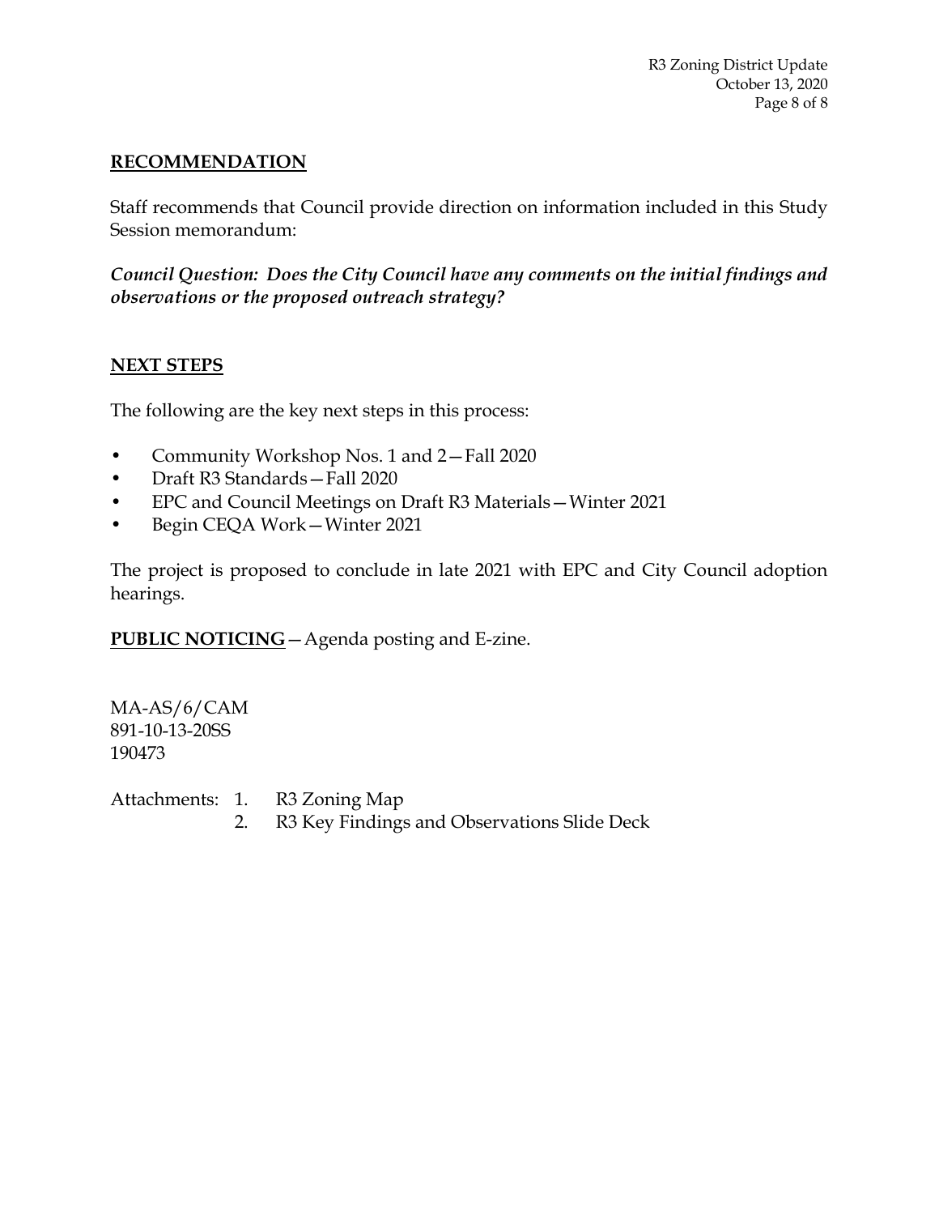## RECOMMENDATION

Staff recommends that Council provide direction on information included in this Study Session memorandum:

***Council Question: Does the City Council have any comments on the initial findings and observations or the proposed outreach strategy?***

## NEXT STEPS

The following are the key next steps in this process:

- Community Workshop Nos. 1 and 2—Fall 2020
- Draft R3 Standards—Fall 2020
- EPC and Council Meetings on Draft R3 Materials—Winter 2021
- Begin CEQA Work—Winter 2021

The project is proposed to conclude in late 2021 with EPC and City Council adoption hearings.

**PUBLIC NOTICING**—Agenda posting and E-zine.

MA-AS/6/CAM
891-10-13-20SS
190473

Attachments:
1. R3 Zoning Map
2. R3 Key Findings and Observations Slide Deck